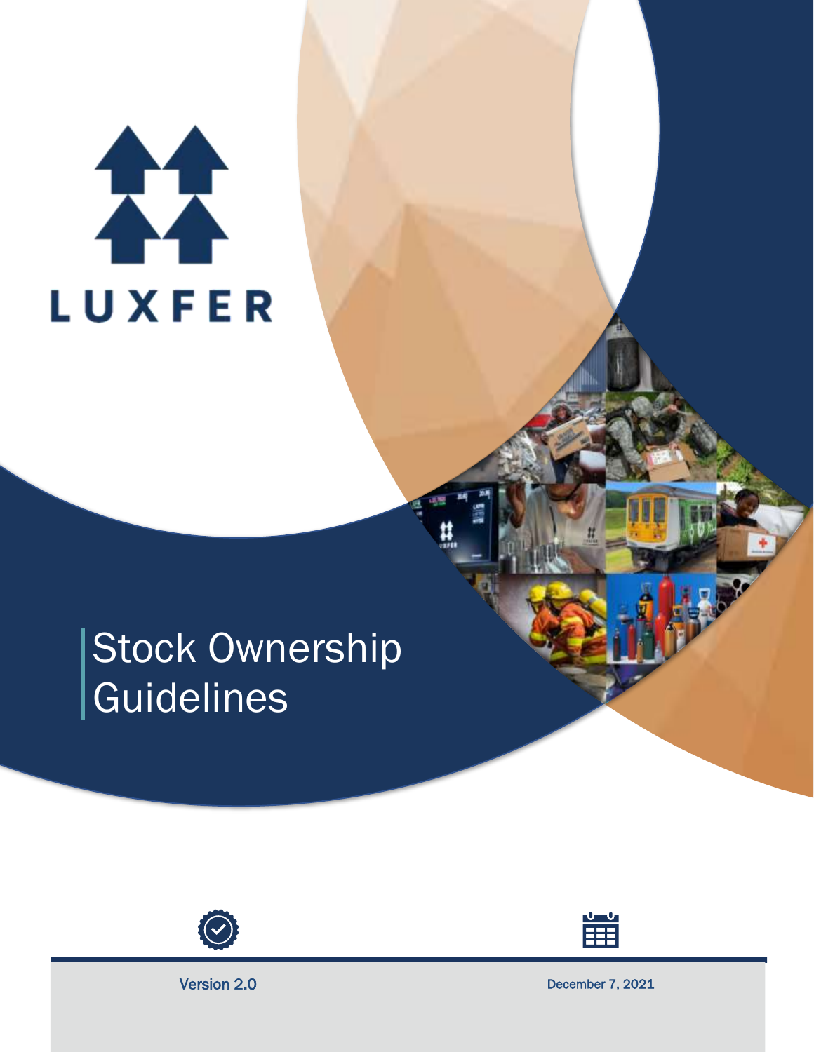LUXFER

# Stock Ownership Guidelines

Version 2.0

December 7, 2021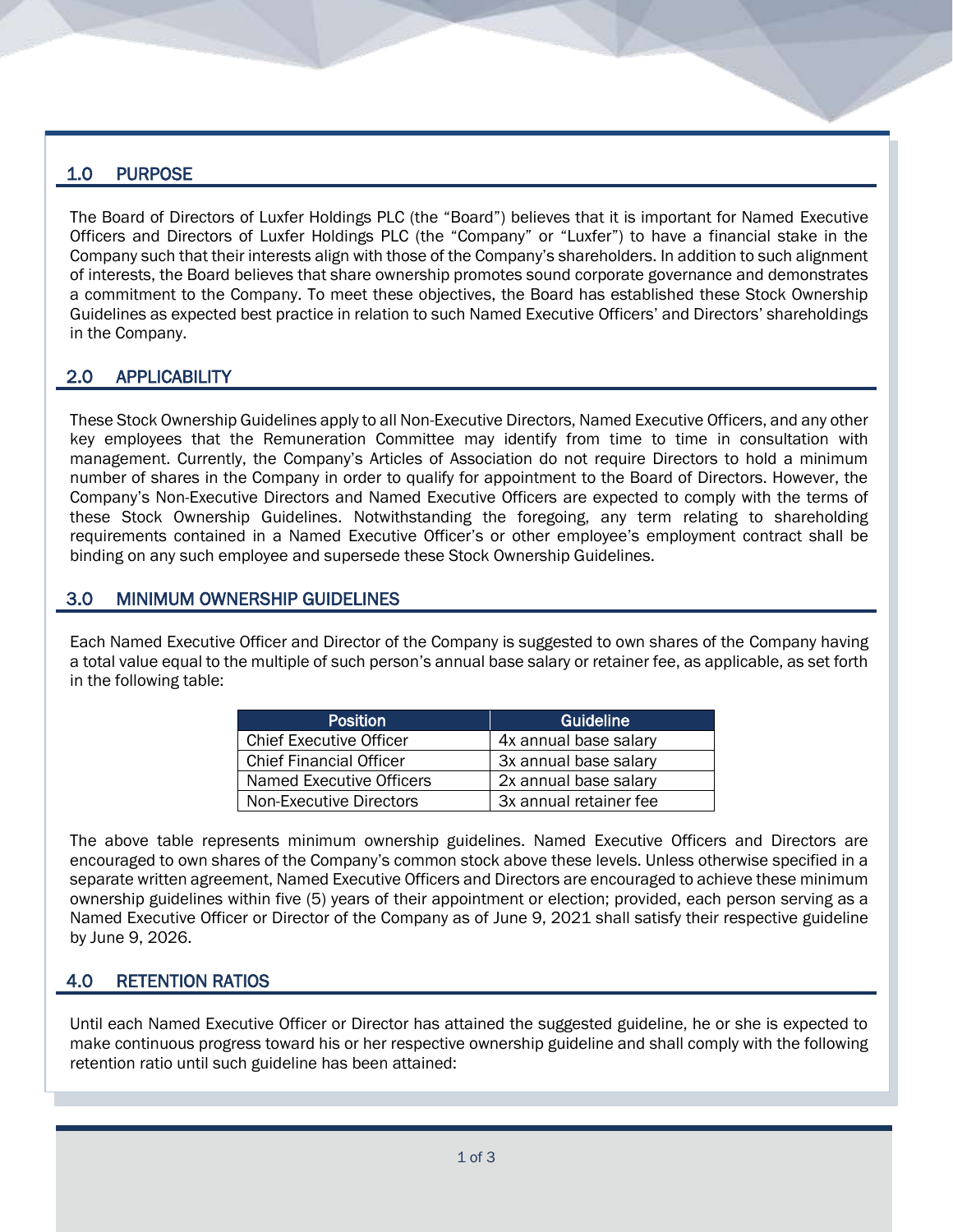## 1.0 PURPOSE

The Board of Directors of Luxfer Holdings PLC (the "Board") believes that it is important for Named Executive Officers and Directors of Luxfer Holdings PLC (the "Company" or "Luxfer") to have a financial stake in the Company such that their interests align with those of the Company's shareholders. In addition to such alignment of interests, the Board believes that share ownership promotes sound corporate governance and demonstrates a commitment to the Company. To meet these objectives, the Board has established these Stock Ownership Guidelines as expected best practice in relation to such Named Executive Officers' and Directors' shareholdings in the Company.

## 2.0 APPLICABILITY

These Stock Ownership Guidelines apply to all Non-Executive Directors, Named Executive Officers, and any other key employees that the Remuneration Committee may identify from time to time in consultation with management. Currently, the Company's Articles of Association do not require Directors to hold a minimum number of shares in the Company in order to qualify for appointment to the Board of Directors. However, the Company's Non-Executive Directors and Named Executive Officers are expected to comply with the terms of these Stock Ownership Guidelines. Notwithstanding the foregoing, any term relating to shareholding requirements contained in a Named Executive Officer's or other employee's employment contract shall be binding on any such employee and supersede these Stock Ownership Guidelines.

## 3.0 MINIMUM OWNERSHIP GUIDELINES

Each Named Executive Officer and Director of the Company is suggested to own shares of the Company having a total value equal to the multiple of such person's annual base salary or retainer fee, as applicable, as set forth in the following table:

| Position | Guideline |
|---|---|
| Chief Executive Officer | 4x annual base salary |
| Chief Financial Officer | 3x annual base salary |
| Named Executive Officers | 2x annual base salary |
| Non-Executive Directors | 3x annual retainer fee |

The above table represents minimum ownership guidelines. Named Executive Officers and Directors are encouraged to own shares of the Company's common stock above these levels. Unless otherwise specified in a separate written agreement, Named Executive Officers and Directors are encouraged to achieve these minimum ownership guidelines within five (5) years of their appointment or election; provided, each person serving as a Named Executive Officer or Director of the Company as of June 9, 2021 shall satisfy their respective guideline by June 9, 2026.

## 4.0 RETENTION RATIOS

Until each Named Executive Officer or Director has attained the suggested guideline, he or she is expected to make continuous progress toward his or her respective ownership guideline and shall comply with the following retention ratio until such guideline has been attained: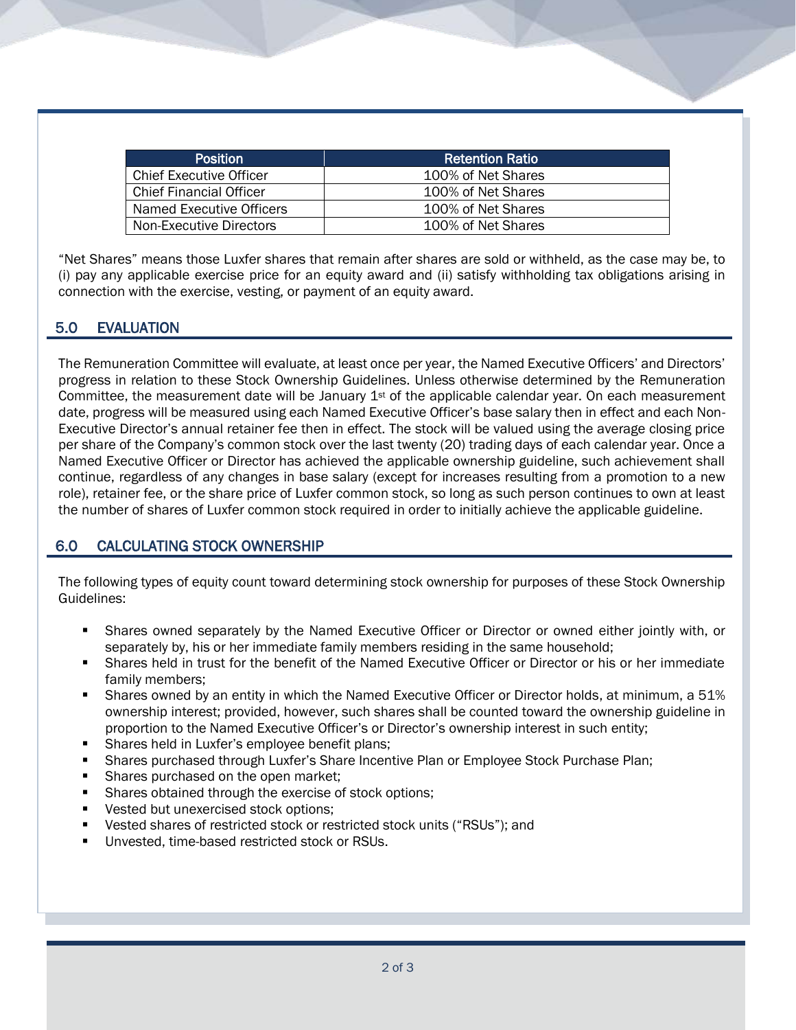| Position | Retention Ratio |
|---|---|
| Chief Executive Officer | 100% of Net Shares |
| Chief Financial Officer | 100% of Net Shares |
| Named Executive Officers | 100% of Net Shares |
| Non-Executive Directors | 100% of Net Shares |

"Net Shares" means those Luxfer shares that remain after shares are sold or withheld, as the case may be, to (i) pay any applicable exercise price for an equity award and (ii) satisfy withholding tax obligations arising in connection with the exercise, vesting, or payment of an equity award.

## 5.0 EVALUATION

The Remuneration Committee will evaluate, at least once per year, the Named Executive Officers' and Directors' progress in relation to these Stock Ownership Guidelines. Unless otherwise determined by the Remuneration Committee, the measurement date will be January 1st of the applicable calendar year. On each measurement date, progress will be measured using each Named Executive Officer's base salary then in effect and each Non-Executive Director's annual retainer fee then in effect. The stock will be valued using the average closing price per share of the Company's common stock over the last twenty (20) trading days of each calendar year. Once a Named Executive Officer or Director has achieved the applicable ownership guideline, such achievement shall continue, regardless of any changes in base salary (except for increases resulting from a promotion to a new role), retainer fee, or the share price of Luxfer common stock, so long as such person continues to own at least the number of shares of Luxfer common stock required in order to initially achieve the applicable guideline.

## 6.0 CALCULATING STOCK OWNERSHIP

The following types of equity count toward determining stock ownership for purposes of these Stock Ownership Guidelines:

- Shares owned separately by the Named Executive Officer or Director or owned either jointly with, or separately by, his or her immediate family members residing in the same household;
- Shares held in trust for the benefit of the Named Executive Officer or Director or his or her immediate family members;
- Shares owned by an entity in which the Named Executive Officer or Director holds, at minimum, a 51% ownership interest; provided, however, such shares shall be counted toward the ownership guideline in proportion to the Named Executive Officer's or Director's ownership interest in such entity;
- Shares held in Luxfer's employee benefit plans;
- Shares purchased through Luxfer's Share Incentive Plan or Employee Stock Purchase Plan;
- Shares purchased on the open market;
- Shares obtained through the exercise of stock options;
- Vested but unexercised stock options;
- Vested shares of restricted stock or restricted stock units ("RSUs"); and
- Unvested, time-based restricted stock or RSUs.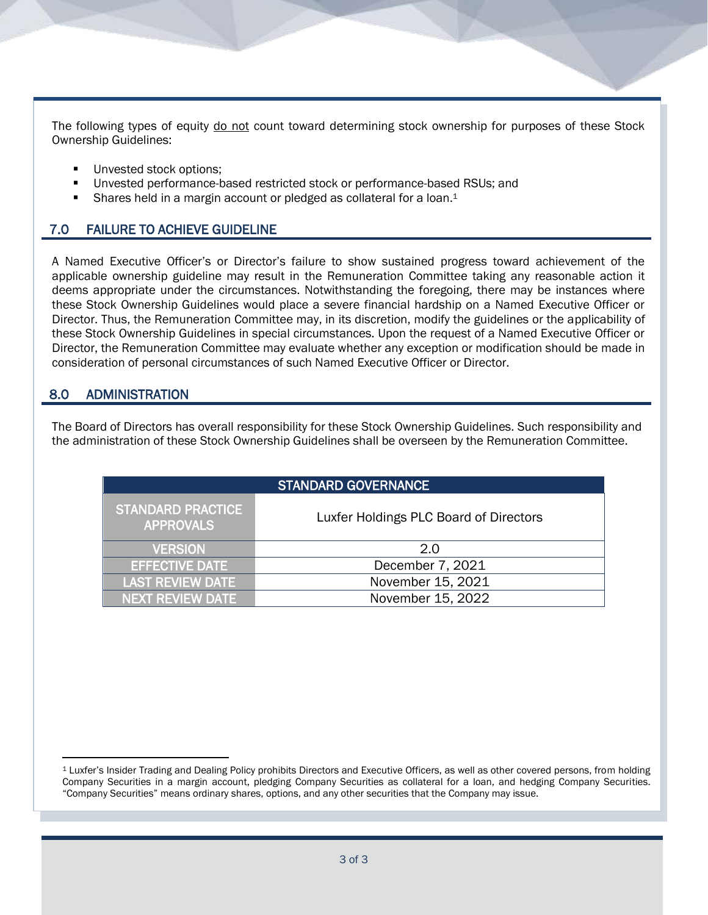The following types of equity do not count toward determining stock ownership for purposes of these Stock Ownership Guidelines:

- Unvested stock options;
- Unvested performance-based restricted stock or performance-based RSUs; and
- Shares held in a margin account or pledged as collateral for a loan.[1]

## 7.0 FAILURE TO ACHIEVE GUIDELINE

A Named Executive Officer's or Director's failure to show sustained progress toward achievement of the applicable ownership guideline may result in the Remuneration Committee taking any reasonable action it deems appropriate under the circumstances. Notwithstanding the foregoing, there may be instances where these Stock Ownership Guidelines would place a severe financial hardship on a Named Executive Officer or Director. Thus, the Remuneration Committee may, in its discretion, modify the guidelines or the applicability of these Stock Ownership Guidelines in special circumstances. Upon the request of a Named Executive Officer or Director, the Remuneration Committee may evaluate whether any exception or modification should be made in consideration of personal circumstances of such Named Executive Officer or Director.

## 8.0 ADMINISTRATION

The Board of Directors has overall responsibility for these Stock Ownership Guidelines. Such responsibility and the administration of these Stock Ownership Guidelines shall be overseen by the Remuneration Committee.

| STANDARD GOVERNANCE | |
|---|---|
| STANDARD PRACTICE APPROVALS | Luxfer Holdings PLC Board of Directors |
| VERSION | 2.0 |
| EFFECTIVE DATE | December 7, 2021 |
| LAST REVIEW DATE | November 15, 2021 |
| NEXT REVIEW DATE | November 15, 2022 |

[1] Luxfer's Insider Trading and Dealing Policy prohibits Directors and Executive Officers, as well as other covered persons, from holding Company Securities in a margin account, pledging Company Securities as collateral for a loan, and hedging Company Securities. "Company Securities" means ordinary shares, options, and any other securities that the Company may issue.